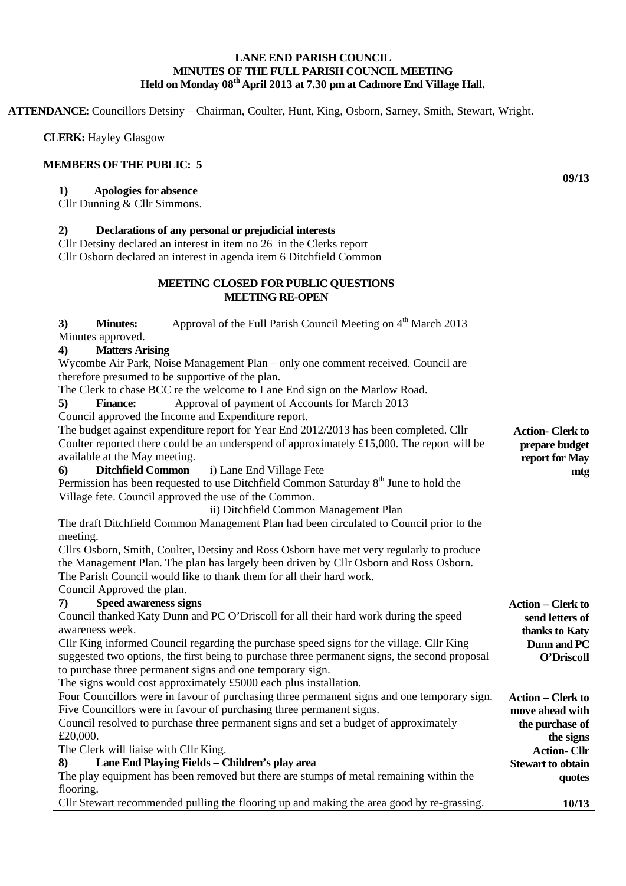# LANE END PARISH COUNCIL
## MINUTES OF THE FULL PARISH COUNCIL MEETING
### Held on Monday 08th April 2013 at 7.30 pm at Cadmore End Village Hall.

**ATTENDANCE:** Councillors Detsiny – Chairman, Coulter, Hunt, King, Osborn, Sarney, Smith, Stewart, Wright.

**CLERK:** Hayley Glasgow

**MEMBERS OF THE PUBLIC: 5**

| | **09/13** |
|---|---|
| **1) Apologies for absence**<br>Cllr Dunning & Cllr Simmons. | |
| **2) Declarations of any personal or prejudicial interests**<br>Cllr Detsiny declared an interest in item no 26 in the Clerks report<br>Cllr Osborn declared an interest in agenda item 6 Ditchfield Common | |
| **MEETING CLOSED FOR PUBLIC QUESTIONS**<br>**MEETING RE-OPEN** | |
| **3) Minutes:** Approval of the Full Parish Council Meeting on 4th March 2013<br>Minutes approved. | |
| **4) Matters Arising**<br>Wycombe Air Park, Noise Management Plan – only one comment received. Council are therefore presumed to be supportive of the plan.<br>The Clerk to chase BCC re the welcome to Lane End sign on the Marlow Road. | |
| **5) Finance:** Approval of payment of Accounts for March 2013<br>Council approved the Income and Expenditure report.<br>The budget against expenditure report for Year End 2012/2013 has been completed. Cllr Coulter reported there could be an underspend of approximately £15,000. The report will be available at the May meeting. | **Action- Clerk to prepare budget report for May mtg** |
| **6) Ditchfield Common** i) Lane End Village Fete<br>Permission has been requested to use Ditchfield Common Saturday 8th June to hold the Village fete. Council approved the use of the Common.<br>ii) Ditchfield Common Management Plan<br>The draft Ditchfield Common Management Plan had been circulated to Council prior to the meeting.<br>Cllrs Osborn, Smith, Coulter, Detsiny and Ross Osborn have met very regularly to produce the Management Plan. The plan has largely been driven by Cllr Osborn and Ross Osborn. The Parish Council would like to thank them for all their hard work.<br>Council Approved the plan. | |
| **7) Speed awareness signs**<br>Council thanked Katy Dunn and PC O'Driscoll for all their hard work during the speed awareness week.<br>Cllr King informed Council regarding the purchase speed signs for the village. Cllr King suggested two options, the first being to purchase three permanent signs, the second proposal to purchase three permanent signs and one temporary sign.<br>The signs would cost approximately £5000 each plus installation.<br>Four Councillors were in favour of purchasing three permanent signs and one temporary sign. Five Councillors were in favour of purchasing three permanent signs.<br>Council resolved to purchase three permanent signs and set a budget of approximately £20,000.<br>The Clerk will liaise with Cllr King. | **Action – Clerk to send letters of thanks to Katy Dunn and PC O'Driscoll**<br><br>**Action – Clerk to move ahead with the purchase of the signs** |
| **8) Lane End Playing Fields – Children's play area**<br>The play equipment has been removed but there are stumps of metal remaining within the flooring.<br>Cllr Stewart recommended pulling the flooring up and making the area good by re-grassing. | **Action- Cllr Stewart to obtain quotes**<br><br>**10/13** |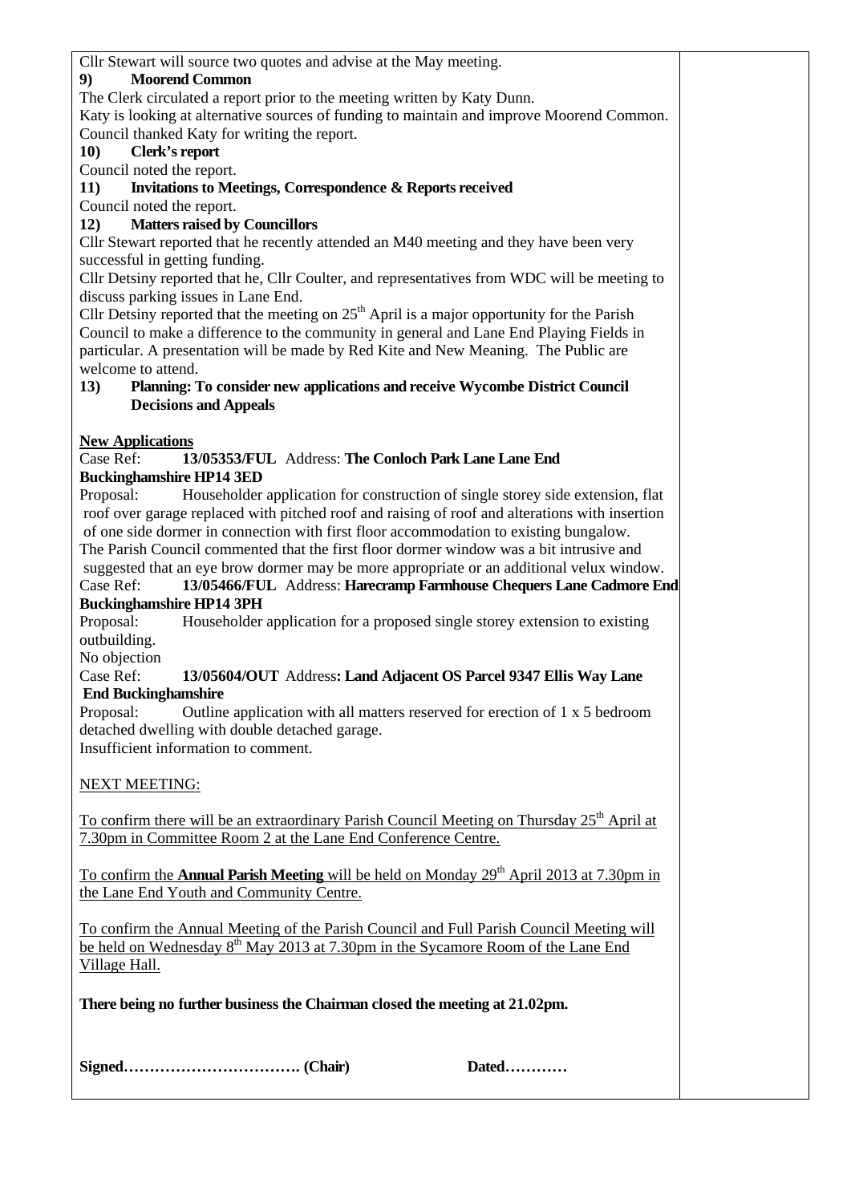Cllr Stewart will source two quotes and advise at the May meeting.

**9) Moorend Common**

The Clerk circulated a report prior to the meeting written by Katy Dunn.
Katy is looking at alternative sources of funding to maintain and improve Moorend Common.
Council thanked Katy for writing the report.

**10) Clerk's report**

Council noted the report.

**11) Invitations to Meetings, Correspondence & Reports received**

Council noted the report.

**12) Matters raised by Councillors**

Cllr Stewart reported that he recently attended an M40 meeting and they have been very successful in getting funding.
Cllr Detsiny reported that he, Cllr Coulter, and representatives from WDC will be meeting to discuss parking issues in Lane End.
Cllr Detsiny reported that the meeting on 25th April is a major opportunity for the Parish Council to make a difference to the community in general and Lane End Playing Fields in particular. A presentation will be made by Red Kite and New Meaning. The Public are welcome to attend.

**13) Planning: To consider new applications and receive Wycombe District Council Decisions and Appeals**

**New Applications**

Case Ref: **13/05353/FUL** Address: **The Conloch Park Lane Lane End Buckinghamshire HP14 3ED**
Proposal: Householder application for construction of single storey side extension, flat roof over garage replaced with pitched roof and raising of roof and alterations with insertion of one side dormer in connection with first floor accommodation to existing bungalow.
The Parish Council commented that the first floor dormer window was a bit intrusive and suggested that an eye brow dormer may be more appropriate or an additional velux window.

Case Ref: **13/05466/FUL** Address: **Harecramp Farmhouse Chequers Lane Cadmore End Buckinghamshire HP14 3PH**
Proposal: Householder application for a proposed single storey extension to existing outbuilding.
No objection

Case Ref: **13/05604/OUT** Address**: Land Adjacent OS Parcel 9347 Ellis Way Lane End Buckinghamshire**
Proposal: Outline application with all matters reserved for erection of 1 x 5 bedroom detached dwelling with double detached garage.
Insufficient information to comment.

NEXT MEETING:

To confirm there will be an extraordinary Parish Council Meeting on Thursday 25th April at 7.30pm in Committee Room 2 at the Lane End Conference Centre.

To confirm the **Annual Parish Meeting** will be held on Monday 29th April 2013 at 7.30pm in the Lane End Youth and Community Centre.

To confirm the Annual Meeting of the Parish Council and Full Parish Council Meeting will be held on Wednesday 8th May 2013 at 7.30pm in the Sycamore Room of the Lane End Village Hall.

**There being no further business the Chairman closed the meeting at 21.02pm.**

**Signed……………………………. (Chair)** **Dated…………**